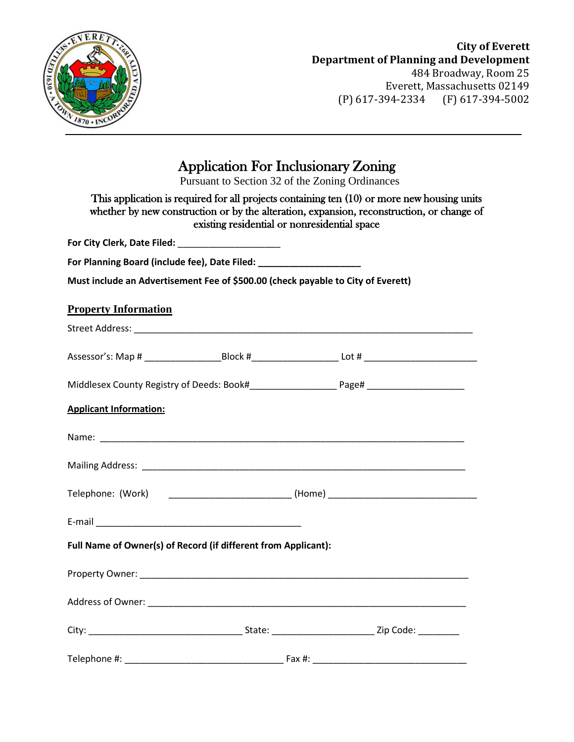**City of Everett**
**Department of Planning and Development**
484 Broadway, Room 25
Everett, Massachusetts 02149
(P) 617-394-2334 (F) 617-394-5002

# Application For Inclusionary Zoning

Pursuant to Section 32 of the Zoning Ordinances

This application is required for all projects containing ten (10) or more new housing units whether by new construction or by the alteration, expansion, reconstruction, or change of existing residential or nonresidential space

**For City Clerk, Date Filed:** ____________________

**For Planning Board (include fee), Date Filed:** ____________________

**Must include an Advertisement Fee of $500.00 (check payable to City of Everett)**

## Property Information

Street Address: ______________________________________________________________________

Assessor's: Map # _______________Block #_________________ Lot # ______________________

Middlesex County Registry of Deeds: Book#_________________ Page# ___________________

## Applicant Information:

Name: ____________________________________________________________________________

Mailing Address: ____________________________________________________________________

Telephone: (Work) ________________________ (Home) _____________________________

E-mail __________________________________________

**Full Name of Owner(s) of Record (if different from Applicant):**

Property Owner: _____________________________________________________________________

Address of Owner: ___________________________________________________________________

City: ______________________________ State: ____________________ Zip Code: ________

Telephone #: _______________________________ Fax #: ______________________________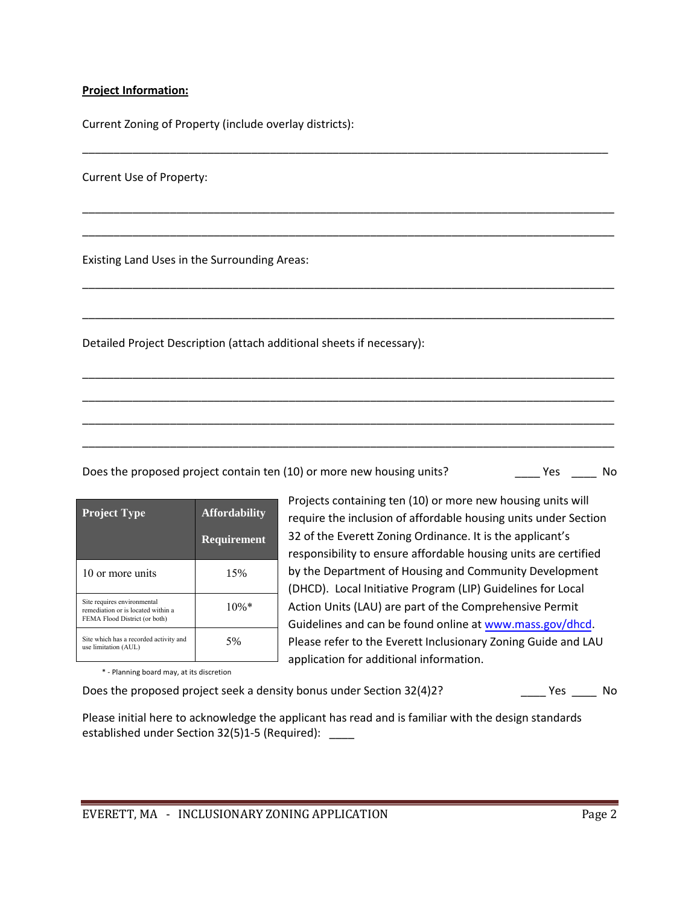**Project Information:**

Current Zoning of Property (include overlay districts):

_______________________________________________________________________________

Current Use of Property:

_______________________________________________________________________________

_______________________________________________________________________________

Existing Land Uses in the Surrounding Areas:

_______________________________________________________________________________

_______________________________________________________________________________

Detailed Project Description (attach additional sheets if necessary):

_______________________________________________________________________________

_______________________________________________________________________________

_______________________________________________________________________________

_______________________________________________________________________________

Does the proposed project contain ten (10) or more new housing units? ____ Yes ____ No

| Project Type | Affordability Requirement |
|---|---|
| 10 or more units | 15% |
| Site requires environmental remediation or is located within a FEMA Flood District (or both) | 10%* |
| Site which has a recorded activity and use limitation (AUL) | 5% |

\* - Planning board may, at its discretion

Projects containing ten (10) or more new housing units will require the inclusion of affordable housing units under Section 32 of the Everett Zoning Ordinance. It is the applicant's responsibility to ensure affordable housing units are certified by the Department of Housing and Community Development (DHCD). Local Initiative Program (LIP) Guidelines for Local Action Units (LAU) are part of the Comprehensive Permit Guidelines and can be found online at www.mass.gov/dhcd. Please refer to the Everett Inclusionary Zoning Guide and LAU application for additional information.

Does the proposed project seek a density bonus under Section 32(4)2? ____ Yes ____ No

Please initial here to acknowledge the applicant has read and is familiar with the design standards established under Section 32(5)1-5 (Required): ____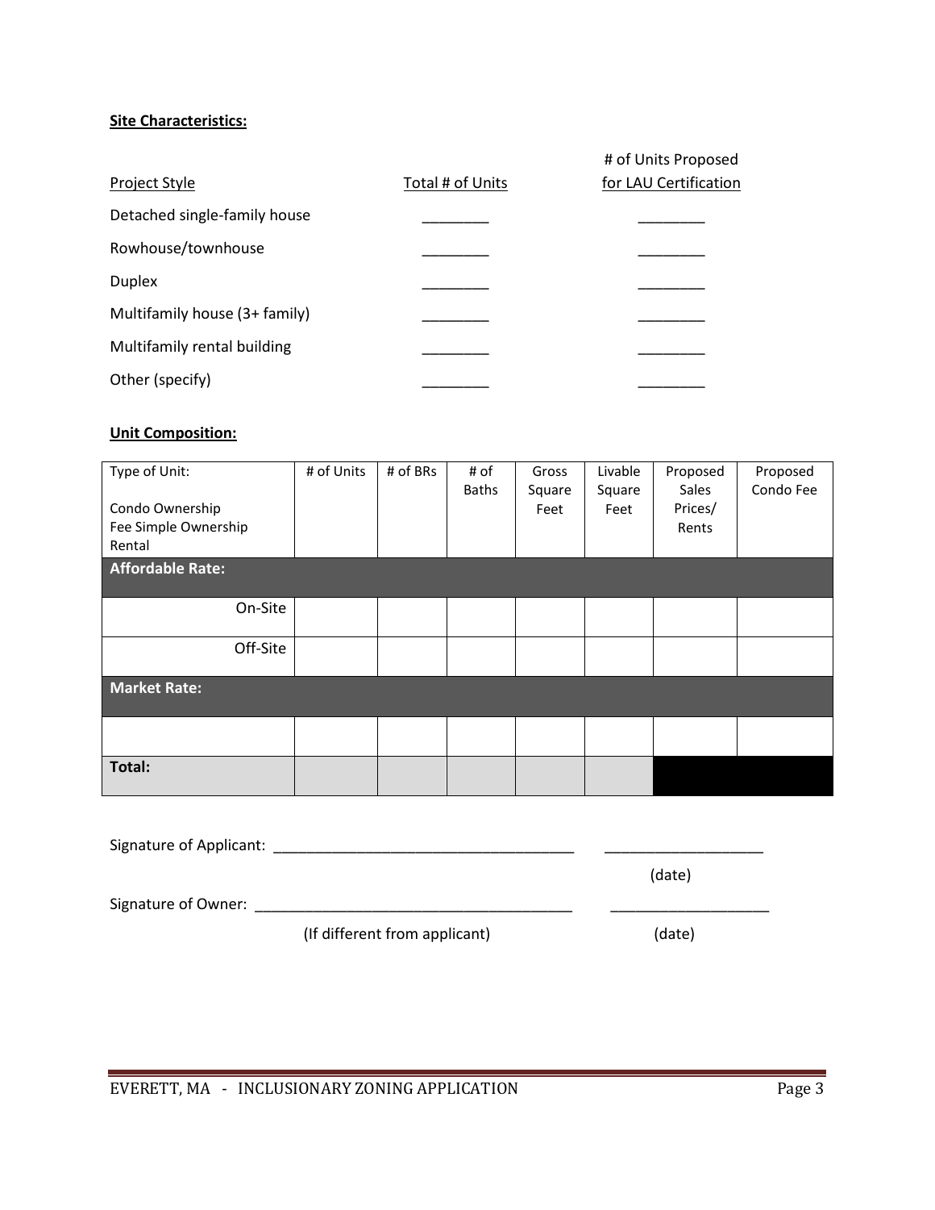**Site Characteristics:**

| Project Style | Total # of Units | # of Units Proposed for LAU Certification |
|---|---|---|
| Detached single-family house | ________ | ________ |
| Rowhouse/townhouse | ________ | ________ |
| Duplex | ________ | ________ |
| Multifamily house (3+ family) | ________ | ________ |
| Multifamily rental building | ________ | ________ |
| Other (specify) | ________ | ________ |

**Unit Composition:**

| Type of Unit:<br><br>Condo Ownership<br>Fee Simple Ownership<br>Rental | # of Units | # of BRs | # of Baths | Gross Square Feet | Livable Square Feet | Proposed Sales Prices/ Rents | Proposed Condo Fee |
|---|---|---|---|---|---|---|---|
| **Affordable Rate:** | | | | | | | |
| On-Site | | | | | | | |
| Off-Site | | | | | | | |
| **Market Rate:** | | | | | | | |
| | | | | | | | |
| **Total:** | | | | | | | |

Signature of Applicant: ____________________________________ ___________________
(date)

Signature of Owner: ______________________________________ ___________________
(If different from applicant) (date)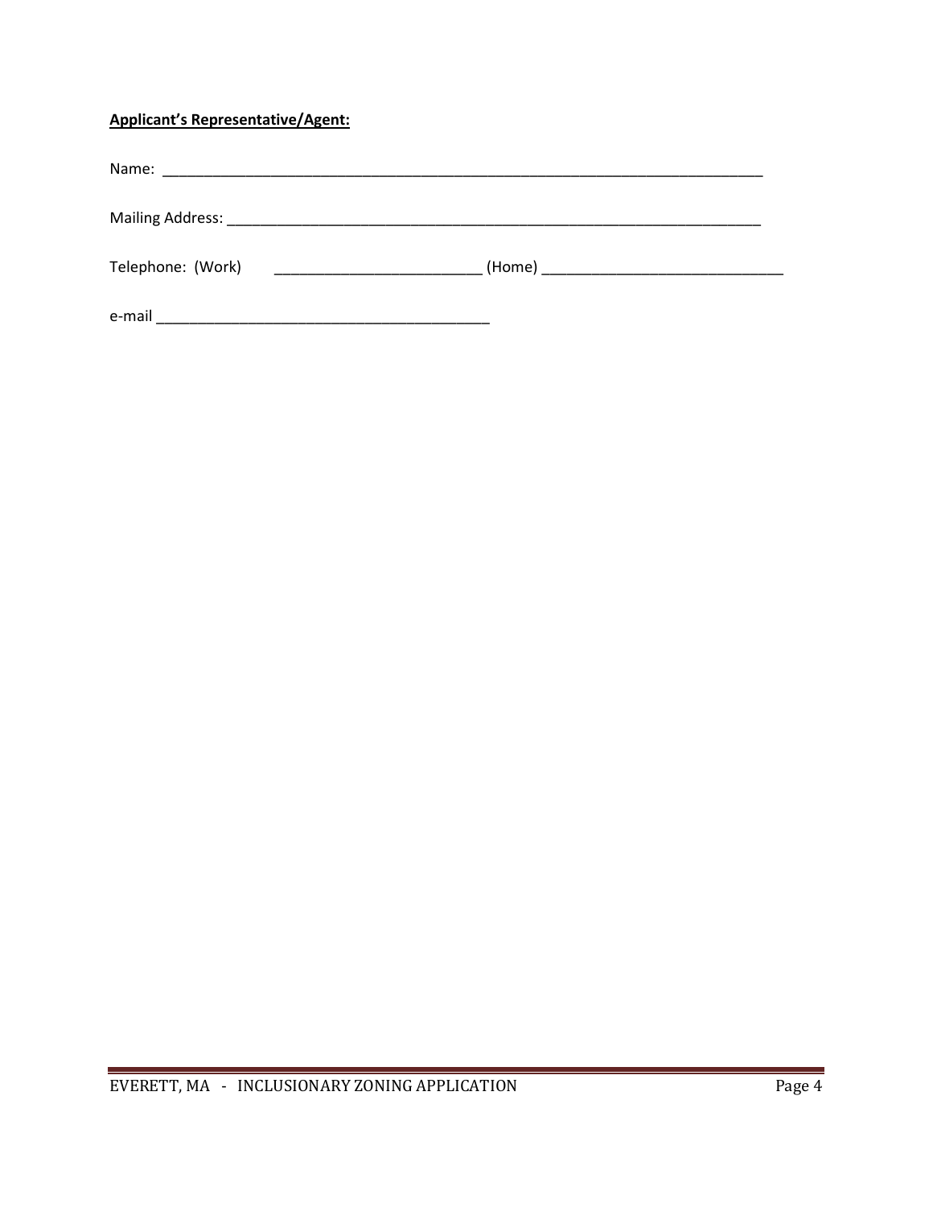**Applicant's Representative/Agent:**

Name: ___________________________________________________________________________

Mailing Address: ____________________________________________________________________

Telephone: (Work) __________________________ (Home) ______________________________

e-mail __________________________________________